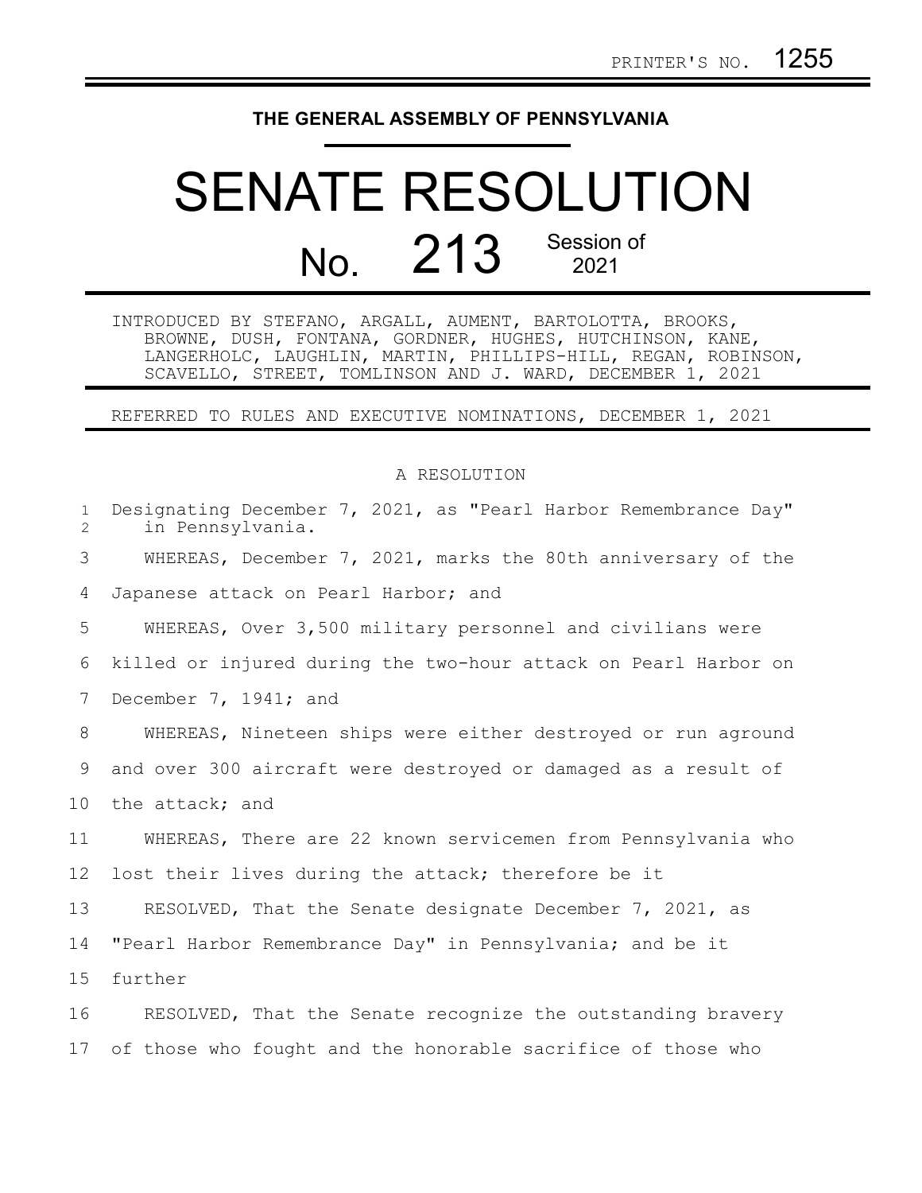PRINTER'S NO. 1255

# THE GENERAL ASSEMBLY OF PENNSYLVANIA

# SENATE RESOLUTION

## No. 213 Session of 2021

INTRODUCED BY STEFANO, ARGALL, AUMENT, BARTOLOTTA, BROOKS, BROWNE, DUSH, FONTANA, GORDNER, HUGHES, HUTCHINSON, KANE, LANGERHOLC, LAUGHLIN, MARTIN, PHILLIPS-HILL, REGAN, ROBINSON, SCAVELLO, STREET, TOMLINSON AND J. WARD, DECEMBER 1, 2021

REFERRED TO RULES AND EXECUTIVE NOMINATIONS, DECEMBER 1, 2021

A RESOLUTION

Designating December 7, 2021, as "Pearl Harbor Remembrance Day" in Pennsylvania.

WHEREAS, December 7, 2021, marks the 80th anniversary of the Japanese attack on Pearl Harbor; and

WHEREAS, Over 3,500 military personnel and civilians were killed or injured during the two-hour attack on Pearl Harbor on December 7, 1941; and

WHEREAS, Nineteen ships were either destroyed or run aground and over 300 aircraft were destroyed or damaged as a result of the attack; and

WHEREAS, There are 22 known servicemen from Pennsylvania who lost their lives during the attack; therefore be it

RESOLVED, That the Senate designate December 7, 2021, as "Pearl Harbor Remembrance Day" in Pennsylvania; and be it further

RESOLVED, That the Senate recognize the outstanding bravery of those who fought and the honorable sacrifice of those who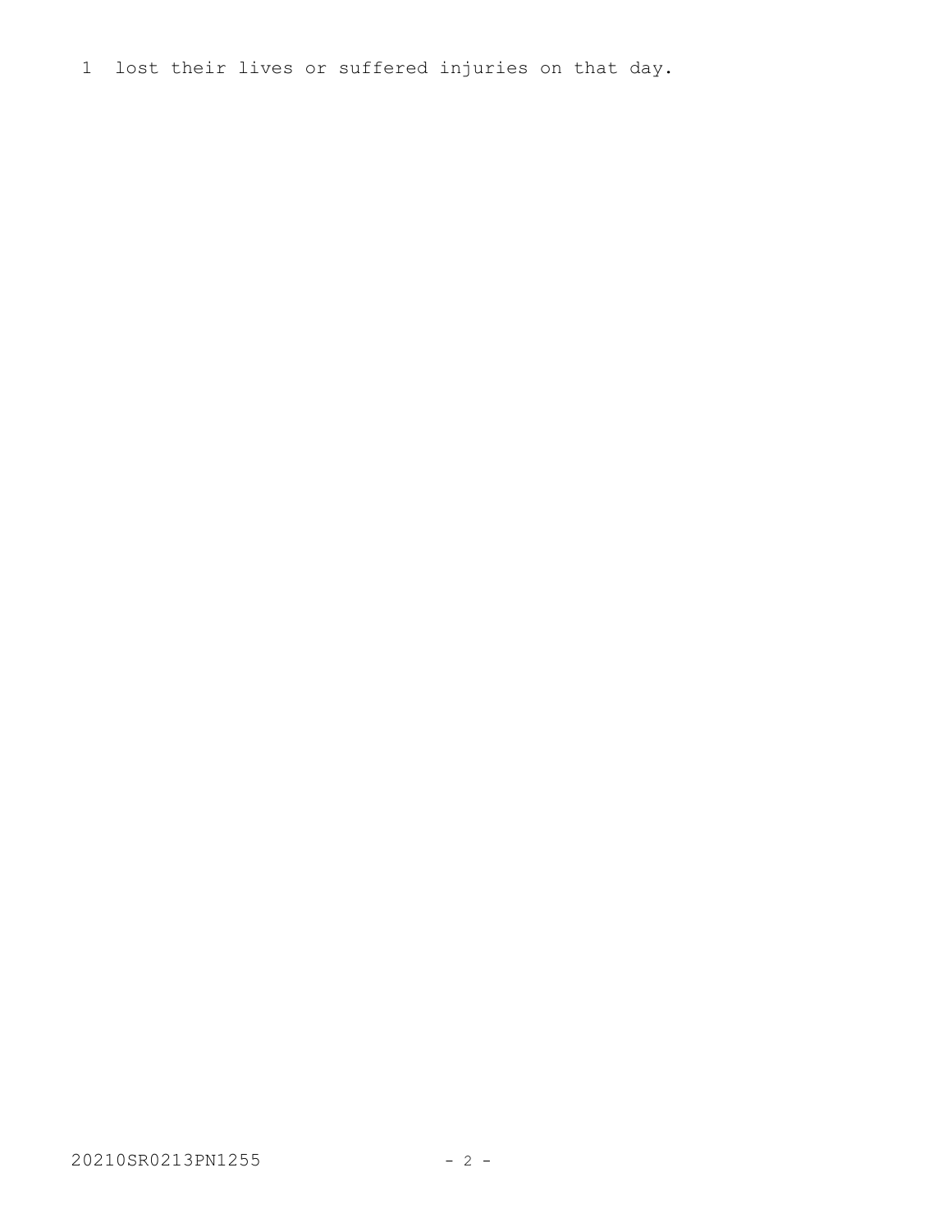lost their lives or suffered injuries on that day.